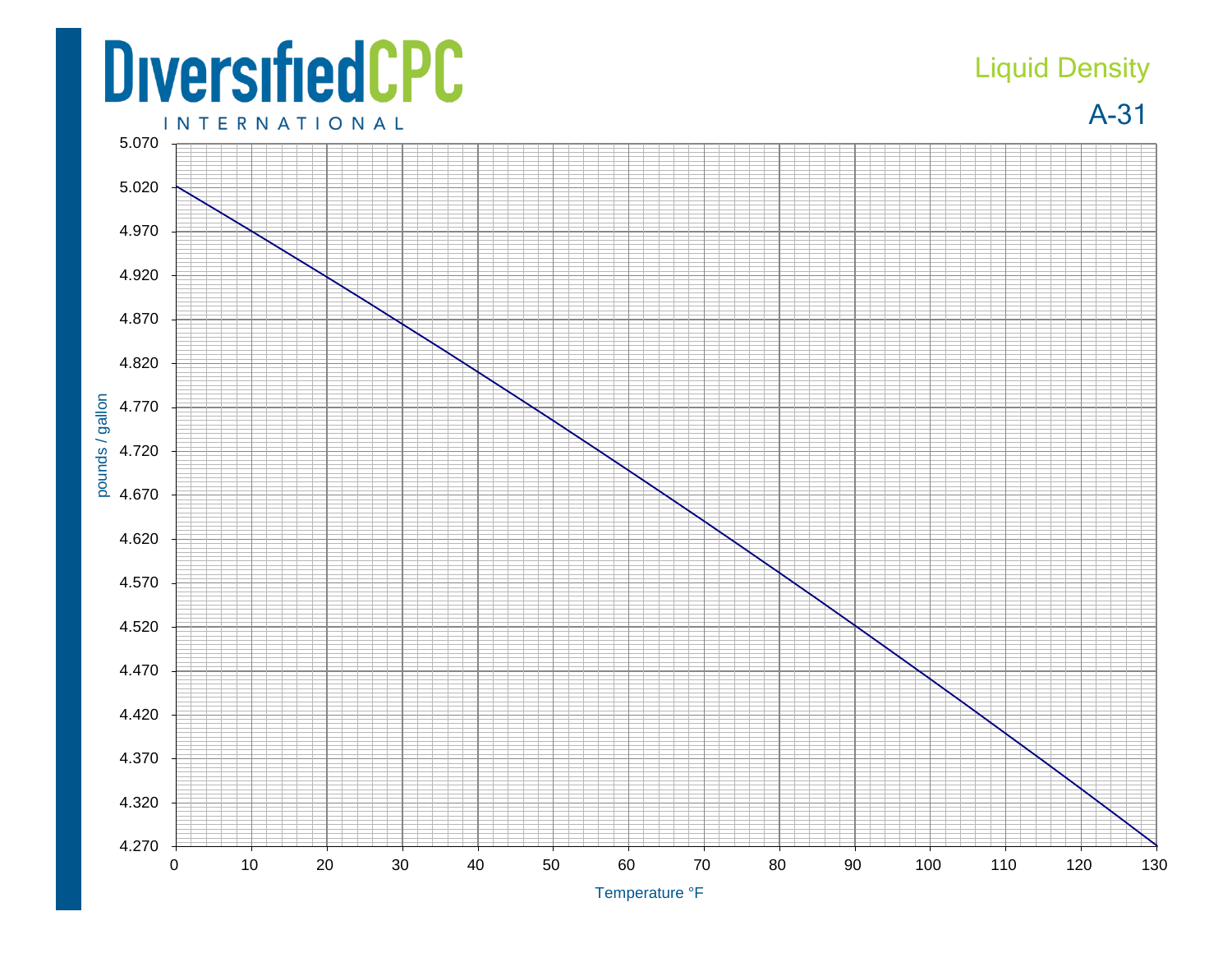DiversifiedCPC INTERNATIONAL

# Liquid Density

## A-31

| Axis | Label | Range |
|---|---|---|
| Y-axis | pounds / gallon | 4.270 – 5.070 |
| X-axis | Temperature °F | 0 – 130 |

Y-axis ticks: 5.070, 5.020, 4.970, 4.920, 4.870, 4.820, 4.770, 4.720, 4.670, 4.620, 4.570, 4.520, 4.470, 4.420, 4.370, 4.320, 4.270

X-axis ticks: 0, 10, 20, 30, 40, 50, 60, 70, 80, 90, 100, 110, 120, 130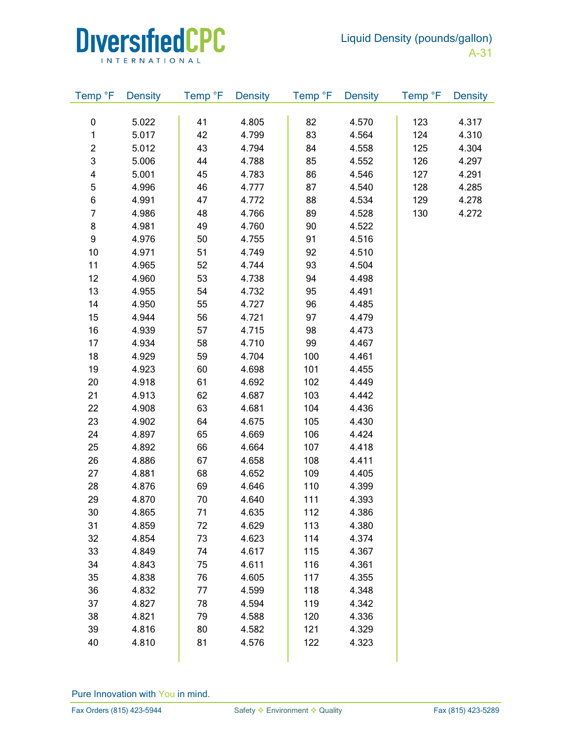# Liquid Density (pounds/gallon)

A-31

| Temp °F | Density | Temp °F | Density | Temp °F | Density | Temp °F | Density |
|---|---|---|---|---|---|---|---|
| 0 | 5.022 | 41 | 4.805 | 82 | 4.570 | 123 | 4.317 |
| 1 | 5.017 | 42 | 4.799 | 83 | 4.564 | 124 | 4.310 |
| 2 | 5.012 | 43 | 4.794 | 84 | 4.558 | 125 | 4.304 |
| 3 | 5.006 | 44 | 4.788 | 85 | 4.552 | 126 | 4.297 |
| 4 | 5.001 | 45 | 4.783 | 86 | 4.546 | 127 | 4.291 |
| 5 | 4.996 | 46 | 4.777 | 87 | 4.540 | 128 | 4.285 |
| 6 | 4.991 | 47 | 4.772 | 88 | 4.534 | 129 | 4.278 |
| 7 | 4.986 | 48 | 4.766 | 89 | 4.528 | 130 | 4.272 |
| 8 | 4.981 | 49 | 4.760 | 90 | 4.522 | | |
| 9 | 4.976 | 50 | 4.755 | 91 | 4.516 | | |
| 10 | 4.971 | 51 | 4.749 | 92 | 4.510 | | |
| 11 | 4.965 | 52 | 4.744 | 93 | 4.504 | | |
| 12 | 4.960 | 53 | 4.738 | 94 | 4.498 | | |
| 13 | 4.955 | 54 | 4.732 | 95 | 4.491 | | |
| 14 | 4.950 | 55 | 4.727 | 96 | 4.485 | | |
| 15 | 4.944 | 56 | 4.721 | 97 | 4.479 | | |
| 16 | 4.939 | 57 | 4.715 | 98 | 4.473 | | |
| 17 | 4.934 | 58 | 4.710 | 99 | 4.467 | | |
| 18 | 4.929 | 59 | 4.704 | 100 | 4.461 | | |
| 19 | 4.923 | 60 | 4.698 | 101 | 4.455 | | |
| 20 | 4.918 | 61 | 4.692 | 102 | 4.449 | | |
| 21 | 4.913 | 62 | 4.687 | 103 | 4.442 | | |
| 22 | 4.908 | 63 | 4.681 | 104 | 4.436 | | |
| 23 | 4.902 | 64 | 4.675 | 105 | 4.430 | | |
| 24 | 4.897 | 65 | 4.669 | 106 | 4.424 | | |
| 25 | 4.892 | 66 | 4.664 | 107 | 4.418 | | |
| 26 | 4.886 | 67 | 4.658 | 108 | 4.411 | | |
| 27 | 4.881 | 68 | 4.652 | 109 | 4.405 | | |
| 28 | 4.876 | 69 | 4.646 | 110 | 4.399 | | |
| 29 | 4.870 | 70 | 4.640 | 111 | 4.393 | | |
| 30 | 4.865 | 71 | 4.635 | 112 | 4.386 | | |
| 31 | 4.859 | 72 | 4.629 | 113 | 4.380 | | |
| 32 | 4.854 | 73 | 4.623 | 114 | 4.374 | | |
| 33 | 4.849 | 74 | 4.617 | 115 | 4.367 | | |
| 34 | 4.843 | 75 | 4.611 | 116 | 4.361 | | |
| 35 | 4.838 | 76 | 4.605 | 117 | 4.355 | | |
| 36 | 4.832 | 77 | 4.599 | 118 | 4.348 | | |
| 37 | 4.827 | 78 | 4.594 | 119 | 4.342 | | |
| 38 | 4.821 | 79 | 4.588 | 120 | 4.336 | | |
| 39 | 4.816 | 80 | 4.582 | 121 | 4.329 | | |
| 40 | 4.810 | 81 | 4.576 | 122 | 4.323 | | |